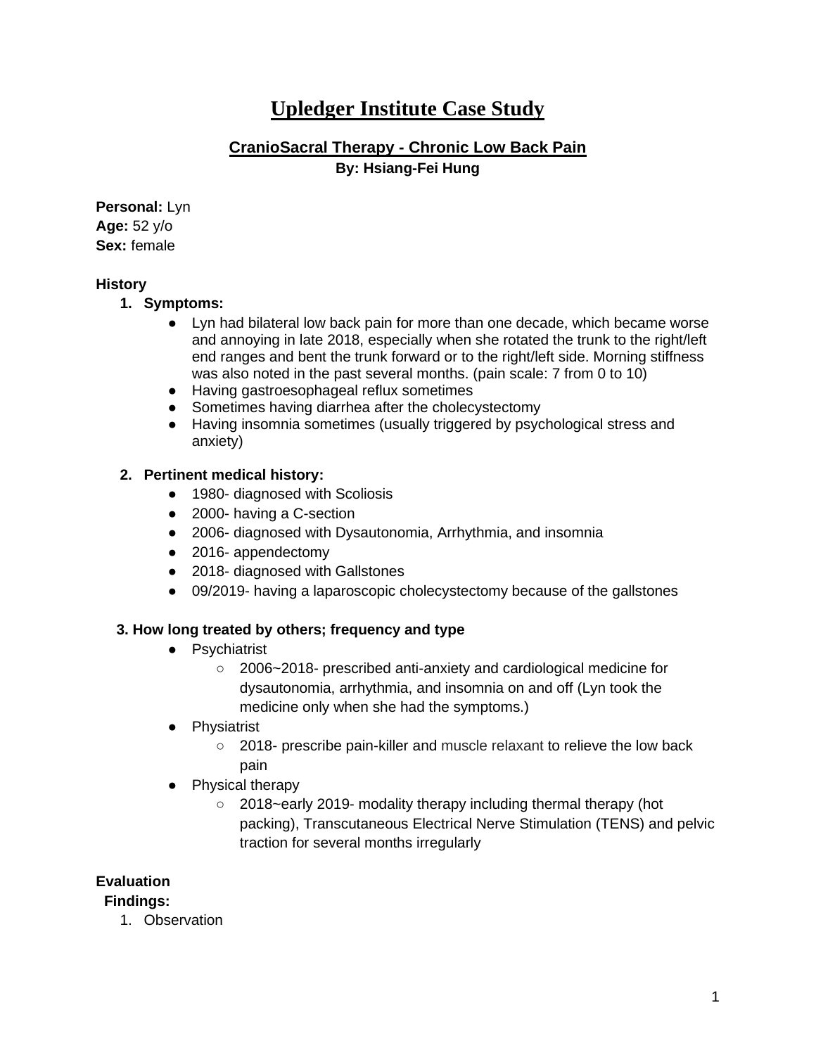# Upledger Institute Case Study

## CranioSacral Therapy - Chronic Low Back Pain

**By: Hsiang-Fei Hung**

**Personal:** Lyn
**Age:** 52 y/o
**Sex:** female

**History**

1. **Symptoms:**
   - Lyn had bilateral low back pain for more than one decade, which became worse and annoying in late 2018, especially when she rotated the trunk to the right/left end ranges and bent the trunk forward or to the right/left side. Morning stiffness was also noted in the past several months. (pain scale: 7 from 0 to 10)
   - Having gastroesophageal reflux sometimes
   - Sometimes having diarrhea after the cholecystectomy
   - Having insomnia sometimes (usually triggered by psychological stress and anxiety)

2. **Pertinent medical history:**
   - 1980- diagnosed with Scoliosis
   - 2000- having a C-section
   - 2006- diagnosed with Dysautonomia, Arrhythmia, and insomnia
   - 2016- appendectomy
   - 2018- diagnosed with Gallstones
   - 09/2019- having a laparoscopic cholecystectomy because of the gallstones

3. **How long treated by others; frequency and type**
   - Psychiatrist
     - 2006~2018- prescribed anti-anxiety and cardiological medicine for dysautonomia, arrhythmia, and insomnia on and off (Lyn took the medicine only when she had the symptoms.)
   - Physiatrist
     - 2018- prescribe pain-killer and muscle relaxant to relieve the low back pain
   - Physical therapy
     - 2018~early 2019- modality therapy including thermal therapy (hot packing), Transcutaneous Electrical Nerve Stimulation (TENS) and pelvic traction for several months irregularly

**Evaluation**

**Findings:**

1. Observation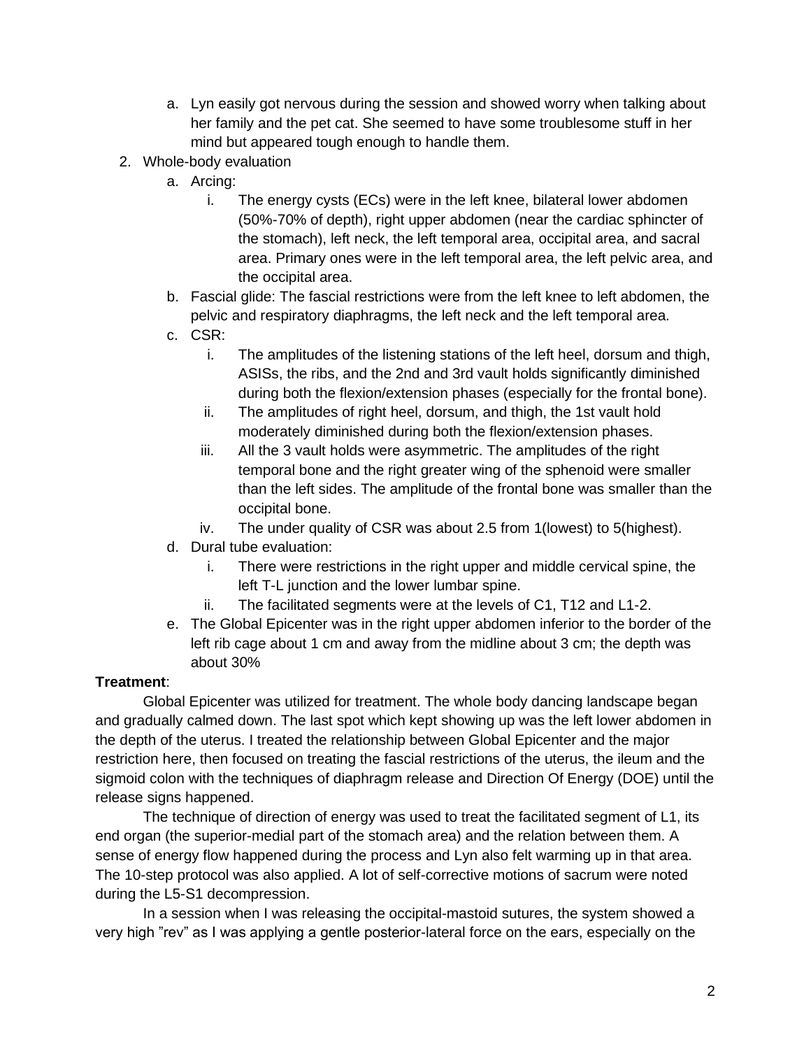a. Lyn easily got nervous during the session and showed worry when talking about her family and the pet cat. She seemed to have some troublesome stuff in her mind but appeared tough enough to handle them.

2. Whole-body evaluation
   a. Arcing:
      i. The energy cysts (ECs) were in the left knee, bilateral lower abdomen (50%-70% of depth), right upper abdomen (near the cardiac sphincter of the stomach), left neck, the left temporal area, occipital area, and sacral area. Primary ones were in the left temporal area, the left pelvic area, and the occipital area.
   b. Fascial glide: The fascial restrictions were from the left knee to left abdomen, the pelvic and respiratory diaphragms, the left neck and the left temporal area.
   c. CSR:
      i. The amplitudes of the listening stations of the left heel, dorsum and thigh, ASISs, the ribs, and the 2nd and 3rd vault holds significantly diminished during both the flexion/extension phases (especially for the frontal bone).
      ii. The amplitudes of right heel, dorsum, and thigh, the 1st vault hold moderately diminished during both the flexion/extension phases.
      iii. All the 3 vault holds were asymmetric. The amplitudes of the right temporal bone and the right greater wing of the sphenoid were smaller than the left sides. The amplitude of the frontal bone was smaller than the occipital bone.
      iv. The under quality of CSR was about 2.5 from 1(lowest) to 5(highest).
   d. Dural tube evaluation:
      i. There were restrictions in the right upper and middle cervical spine, the left T-L junction and the lower lumbar spine.
      ii. The facilitated segments were at the levels of C1, T12 and L1-2.
   e. The Global Epicenter was in the right upper abdomen inferior to the border of the left rib cage about 1 cm and away from the midline about 3 cm; the depth was about 30%

**Treatment**:

Global Epicenter was utilized for treatment. The whole body dancing landscape began and gradually calmed down. The last spot which kept showing up was the left lower abdomen in the depth of the uterus. I treated the relationship between Global Epicenter and the major restriction here, then focused on treating the fascial restrictions of the uterus, the ileum and the sigmoid colon with the techniques of diaphragm release and Direction Of Energy (DOE) until the release signs happened.

The technique of direction of energy was used to treat the facilitated segment of L1, its end organ (the superior-medial part of the stomach area) and the relation between them. A sense of energy flow happened during the process and Lyn also felt warming up in that area. The 10-step protocol was also applied. A lot of self-corrective motions of sacrum were noted during the L5-S1 decompression.

In a session when I was releasing the occipital-mastoid sutures, the system showed a very high "rev" as I was applying a gentle posterior-lateral force on the ears, especially on the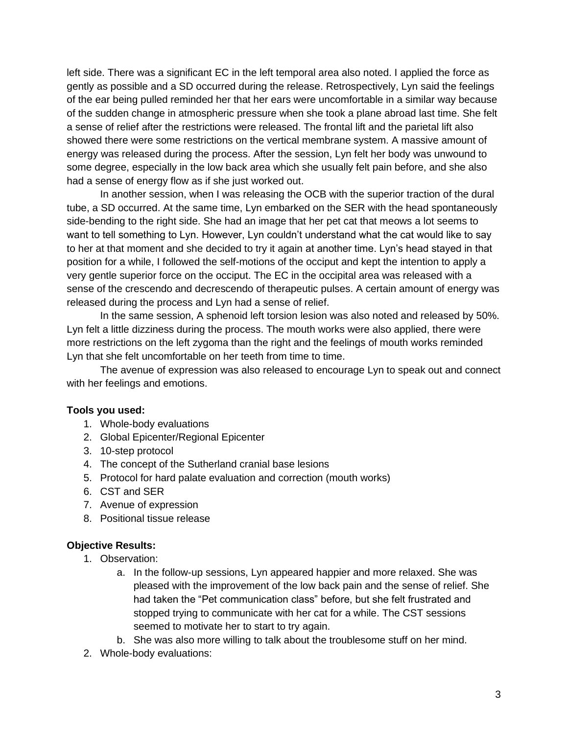left side. There was a significant EC in the left temporal area also noted. I applied the force as gently as possible and a SD occurred during the release. Retrospectively, Lyn said the feelings of the ear being pulled reminded her that her ears were uncomfortable in a similar way because of the sudden change in atmospheric pressure when she took a plane abroad last time. She felt a sense of relief after the restrictions were released. The frontal lift and the parietal lift also showed there were some restrictions on the vertical membrane system. A massive amount of energy was released during the process. After the session, Lyn felt her body was unwound to some degree, especially in the low back area which she usually felt pain before, and she also had a sense of energy flow as if she just worked out.

In another session, when I was releasing the OCB with the superior traction of the dural tube, a SD occurred. At the same time, Lyn embarked on the SER with the head spontaneously side-bending to the right side. She had an image that her pet cat that meows a lot seems to want to tell something to Lyn. However, Lyn couldn't understand what the cat would like to say to her at that moment and she decided to try it again at another time. Lyn's head stayed in that position for a while, I followed the self-motions of the occiput and kept the intention to apply a very gentle superior force on the occiput. The EC in the occipital area was released with a sense of the crescendo and decrescendo of therapeutic pulses. A certain amount of energy was released during the process and Lyn had a sense of relief.

In the same session, A sphenoid left torsion lesion was also noted and released by 50%. Lyn felt a little dizziness during the process. The mouth works were also applied, there were more restrictions on the left zygoma than the right and the feelings of mouth works reminded Lyn that she felt uncomfortable on her teeth from time to time.

The avenue of expression was also released to encourage Lyn to speak out and connect with her feelings and emotions.

**Tools you used:**

1. Whole-body evaluations
2. Global Epicenter/Regional Epicenter
3. 10-step protocol
4. The concept of the Sutherland cranial base lesions
5. Protocol for hard palate evaluation and correction (mouth works)
6. CST and SER
7. Avenue of expression
8. Positional tissue release

**Objective Results:**

1. Observation:
   a. In the follow-up sessions, Lyn appeared happier and more relaxed. She was pleased with the improvement of the low back pain and the sense of relief. She had taken the "Pet communication class" before, but she felt frustrated and stopped trying to communicate with her cat for a while. The CST sessions seemed to motivate her to start to try again.
   b. She was also more willing to talk about the troublesome stuff on her mind.
2. Whole-body evaluations: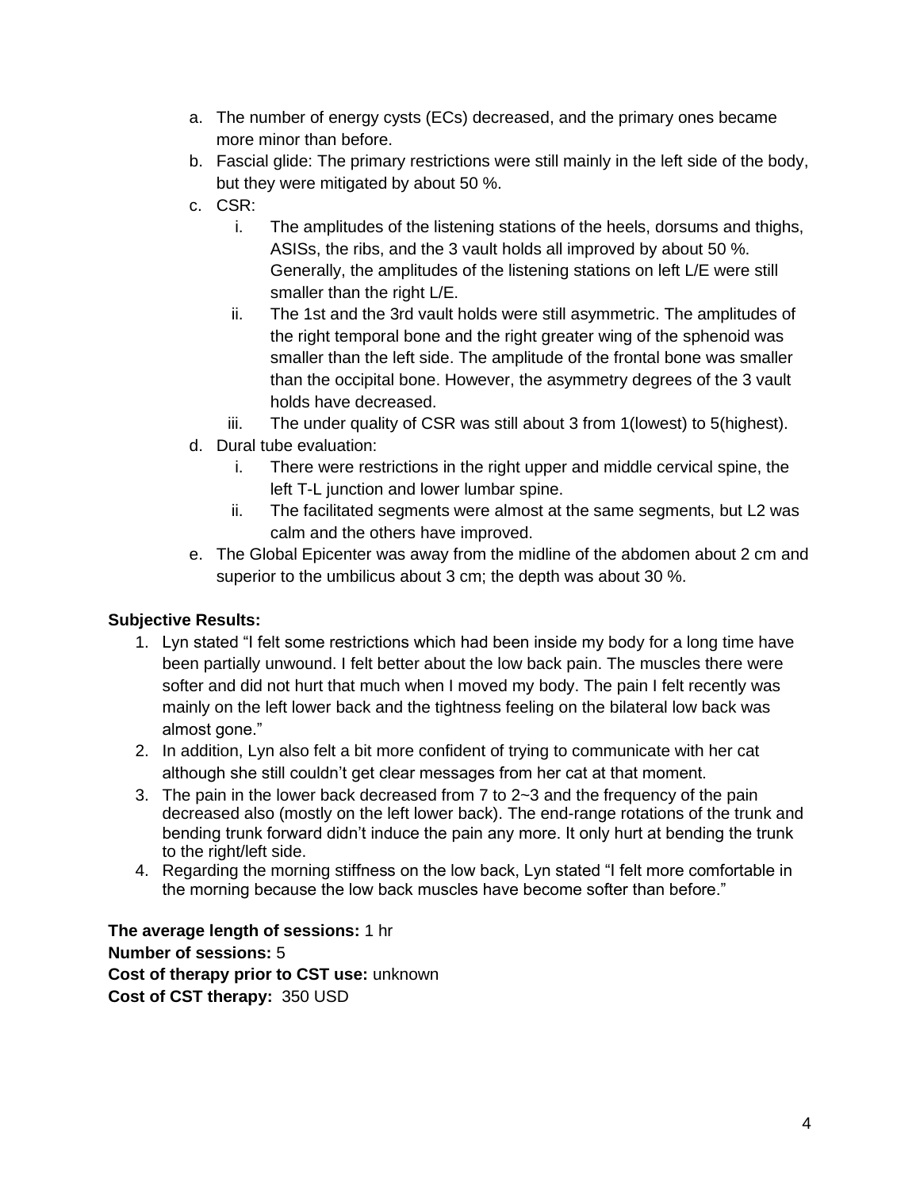a. The number of energy cysts (ECs) decreased, and the primary ones became more minor than before.
b. Fascial glide: The primary restrictions were still mainly in the left side of the body, but they were mitigated by about 50 %.
c. CSR:
    i. The amplitudes of the listening stations of the heels, dorsums and thighs, ASISs, the ribs, and the 3 vault holds all improved by about 50 %. Generally, the amplitudes of the listening stations on left L/E were still smaller than the right L/E.
    ii. The 1st and the 3rd vault holds were still asymmetric. The amplitudes of the right temporal bone and the right greater wing of the sphenoid was smaller than the left side. The amplitude of the frontal bone was smaller than the occipital bone. However, the asymmetry degrees of the 3 vault holds have decreased.
    iii. The under quality of CSR was still about 3 from 1(lowest) to 5(highest).
d. Dural tube evaluation:
    i. There were restrictions in the right upper and middle cervical spine, the left T-L junction and lower lumbar spine.
    ii. The facilitated segments were almost at the same segments, but L2 was calm and the others have improved.
e. The Global Epicenter was away from the midline of the abdomen about 2 cm and superior to the umbilicus about 3 cm; the depth was about 30 %.

**Subjective Results:**

1. Lyn stated "I felt some restrictions which had been inside my body for a long time have been partially unwound. I felt better about the low back pain. The muscles there were softer and did not hurt that much when I moved my body. The pain I felt recently was mainly on the left lower back and the tightness feeling on the bilateral low back was almost gone."
2. In addition, Lyn also felt a bit more confident of trying to communicate with her cat although she still couldn't get clear messages from her cat at that moment.
3. The pain in the lower back decreased from 7 to 2~3 and the frequency of the pain decreased also (mostly on the left lower back). The end-range rotations of the trunk and bending trunk forward didn't induce the pain any more. It only hurt at bending the trunk to the right/left side.
4. Regarding the morning stiffness on the low back, Lyn stated "I felt more comfortable in the morning because the low back muscles have become softer than before."

**The average length of sessions:** 1 hr
**Number of sessions:** 5
**Cost of therapy prior to CST use:** unknown
**Cost of CST therapy:** 350 USD